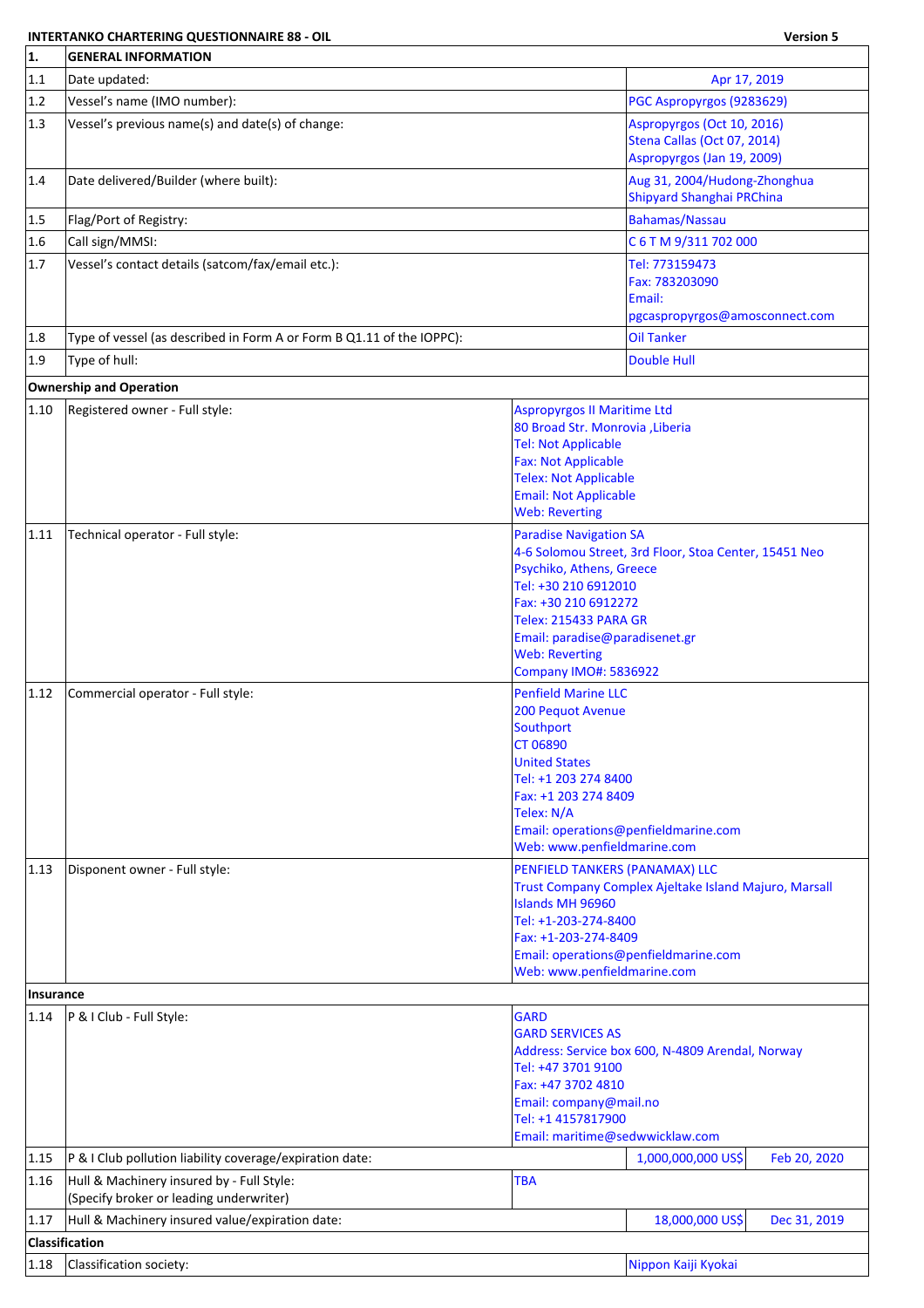**INTERTANKO CHARTERING QUESTIONNAIRE 88 - OIL** **Version 5**

| | | | |
|---|---|---|---|
| **1.** | **GENERAL INFORMATION** | | |
| 1.1 | Date updated: | Apr 17, 2019 | |
| 1.2 | Vessel's name (IMO number): | PGC Aspropyrgos (9283629) | |
| 1.3 | Vessel's previous name(s) and date(s) of change: | Aspropyrgos (Oct 10, 2016)<br>Stena Callas (Oct 07, 2014)<br>Aspropyrgos (Jan 19, 2009) | |
| 1.4 | Date delivered/Builder (where built): | Aug 31, 2004/Hudong-Zhonghua Shipyard Shanghai PRChina | |
| 1.5 | Flag/Port of Registry: | Bahamas/Nassau | |
| 1.6 | Call sign/MMSI: | C 6 T M 9/311 702 000 | |
| 1.7 | Vessel's contact details (satcom/fax/email etc.): | Tel: 773159473<br>Fax: 783203090<br>Email:<br>pgcaspropyrgos@amosconnect.com | |
| 1.8 | Type of vessel (as described in Form A or Form B Q1.11 of the IOPPC): | Oil Tanker | |
| 1.9 | Type of hull: | Double Hull | |
| **Ownership and Operation** | | | |
| 1.10 | Registered owner - Full style: | Aspropyrgos II Maritime Ltd<br>80 Broad Str. Monrovia ,Liberia<br>Tel: Not Applicable<br>Fax: Not Applicable<br>Telex: Not Applicable<br>Email: Not Applicable<br>Web: Reverting | |
| 1.11 | Technical operator - Full style: | Paradise Navigation SA<br>4-6 Solomou Street, 3rd Floor, Stoa Center, 15451 Neo Psychiko, Athens, Greece<br>Tel: +30 210 6912010<br>Fax: +30 210 6912272<br>Telex: 215433 PARA GR<br>Email: paradise@paradisenet.gr<br>Web: Reverting<br>Company IMO#: 5836922 | |
| 1.12 | Commercial operator - Full style: | Penfield Marine LLC<br>200 Pequot Avenue<br>Southport<br>CT 06890<br>United States<br>Tel: +1 203 274 8400<br>Fax: +1 203 274 8409<br>Telex: N/A<br>Email: operations@penfieldmarine.com<br>Web: www.penfieldmarine.com | |
| 1.13 | Disponent owner - Full style: | PENFIELD TANKERS (PANAMAX) LLC<br>Trust Company Complex Ajeltake Island Majuro, Marsall Islands MH 96960<br>Tel: +1-203-274-8400<br>Fax: +1-203-274-8409<br>Email: operations@penfieldmarine.com<br>Web: www.penfieldmarine.com | |
| **Insurance** | | | |
| 1.14 | P & I Club - Full Style: | GARD<br>GARD SERVICES AS<br>Address: Service box 600, N-4809 Arendal, Norway<br>Tel: +47 3701 9100<br>Fax: +47 3702 4810<br>Email: company@mail.no<br>Tel: +1 4157817900<br>Email: maritime@sedwwicklaw.com | |
| 1.15 | P & I Club pollution liability coverage/expiration date: | 1,000,000,000 US$ | Feb 20, 2020 |
| 1.16 | Hull & Machinery insured by - Full Style:<br>(Specify broker or leading underwriter) | TBA | |
| 1.17 | Hull & Machinery insured value/expiration date: | 18,000,000 US$ | Dec 31, 2019 |
| **Classification** | | | |
| 1.18 | Classification society: | Nippon Kaiji Kyokai | |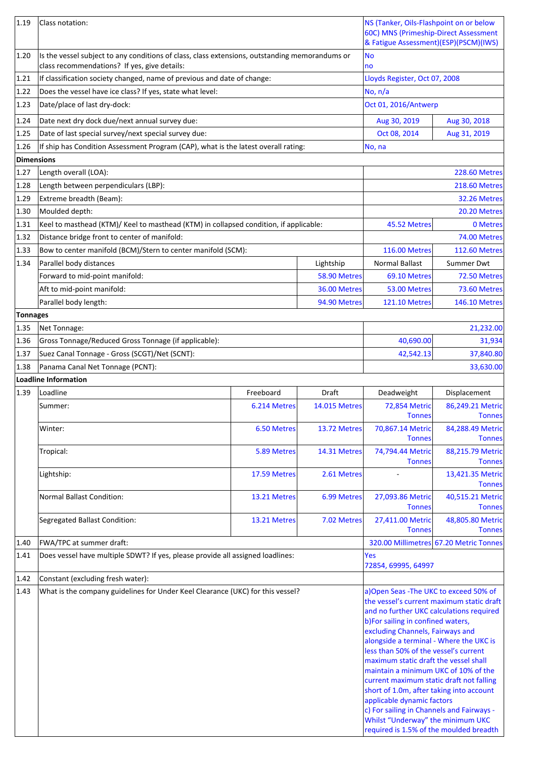| | | | | | |
|---|---|---|---|---|---|
| 1.19 | Class notation: | | | NS (Tanker, Oils-Flashpoint on or below 60C) MNS (Primeship-Direct Assessment & Fatigue Assessment)(ESP)(PSCM)(IWS) | |
| 1.20 | Is the vessel subject to any conditions of class, class extensions, outstanding memorandums or class recommendations? If yes, give details: | | | No<br>no | |
| 1.21 | If classification society changed, name of previous and date of change: | | | Lloyds Register, Oct 07, 2008 | |
| 1.22 | Does the vessel have ice class? If yes, state what level: | | | No, n/a | |
| 1.23 | Date/place of last dry-dock: | | | Oct 01, 2016/Antwerp | |
| 1.24 | Date next dry dock due/next annual survey due: | | | Aug 30, 2019 | Aug 30, 2018 |
| 1.25 | Date of last special survey/next special survey due: | | | Oct 08, 2014 | Aug 31, 2019 |
| 1.26 | If ship has Condition Assessment Program (CAP), what is the latest overall rating: | | | No, na | |
| **Dimensions** | | | | | |
| 1.27 | Length overall (LOA): | | | | 228.60 Metres |
| 1.28 | Length between perpendiculars (LBP): | | | | 218.60 Metres |
| 1.29 | Extreme breadth (Beam): | | | | 32.26 Metres |
| 1.30 | Moulded depth: | | | | 20.20 Metres |
| 1.31 | Keel to masthead (KTM)/ Keel to masthead (KTM) in collapsed condition, if applicable: | | | 45.52 Metres | 0 Metres |
| 1.32 | Distance bridge front to center of manifold: | | | | 74.00 Metres |
| 1.33 | Bow to center manifold (BCM)/Stern to center manifold (SCM): | | | 116.00 Metres | 112.60 Metres |
| 1.34 | Parallel body distances | | Lightship | Normal Ballast | Summer Dwt |
| | Forward to mid-point manifold: | | 58.90 Metres | 69.10 Metres | 72.50 Metres |
| | Aft to mid-point manifold: | | 36.00 Metres | 53.00 Metres | 73.60 Metres |
| | Parallel body length: | | 94.90 Metres | 121.10 Metres | 146.10 Metres |
| **Tonnages** | | | | | |
| 1.35 | Net Tonnage: | | | | 21,232.00 |
| 1.36 | Gross Tonnage/Reduced Gross Tonnage (if applicable): | | | 40,690.00 | 31,934 |
| 1.37 | Suez Canal Tonnage - Gross (SCGT)/Net (SCNT): | | | 42,542.13 | 37,840.80 |
| 1.38 | Panama Canal Net Tonnage (PCNT): | | | | 33,630.00 |
| **Loadline Information** | | | | | |
| 1.39 | Loadline | Freeboard | Draft | Deadweight | Displacement |
| | Summer: | 6.214 Metres | 14.015 Metres | 72,854 Metric Tonnes | 86,249.21 Metric Tonnes |
| | Winter: | 6.50 Metres | 13.72 Metres | 70,867.14 Metric Tonnes | 84,288.49 Metric Tonnes |
| | Tropical: | 5.89 Metres | 14.31 Metres | 74,794.44 Metric Tonnes | 88,215.79 Metric Tonnes |
| | Lightship: | 17.59 Metres | 2.61 Metres | - | 13,421.35 Metric Tonnes |
| | Normal Ballast Condition: | 13.21 Metres | 6.99 Metres | 27,093.86 Metric Tonnes | 40,515.21 Metric Tonnes |
| | Segregated Ballast Condition: | 13.21 Metres | 7.02 Metres | 27,411.00 Metric Tonnes | 48,805.80 Metric Tonnes |
| 1.40 | FWA/TPC at summer draft: | | | 320.00 Millimetres | 67.20 Metric Tonnes |
| 1.41 | Does vessel have multiple SDWT? If yes, please provide all assigned loadlines: | | | Yes<br>72854, 69995, 64997 | |
| 1.42 | Constant (excluding fresh water): | | | | |
| 1.43 | What is the company guidelines for Under Keel Clearance (UKC) for this vessel? | | | a)Open Seas -The UKC to exceed 50% of the vessel's current maximum static draft and no further UKC calculations required<br>b)For sailing in confined waters, excluding Channels, Fairways and alongside a terminal - Where the UKC is less than 50% of the vessel's current maximum static draft the vessel shall maintain a minimum UKC of 10% of the current maximum static draft not falling short of 1.0m, after taking into account applicable dynamic factors<br>c) For sailing in Channels and Fairways - Whilst "Underway" the minimum UKC required is 1.5% of the moulded breadth | |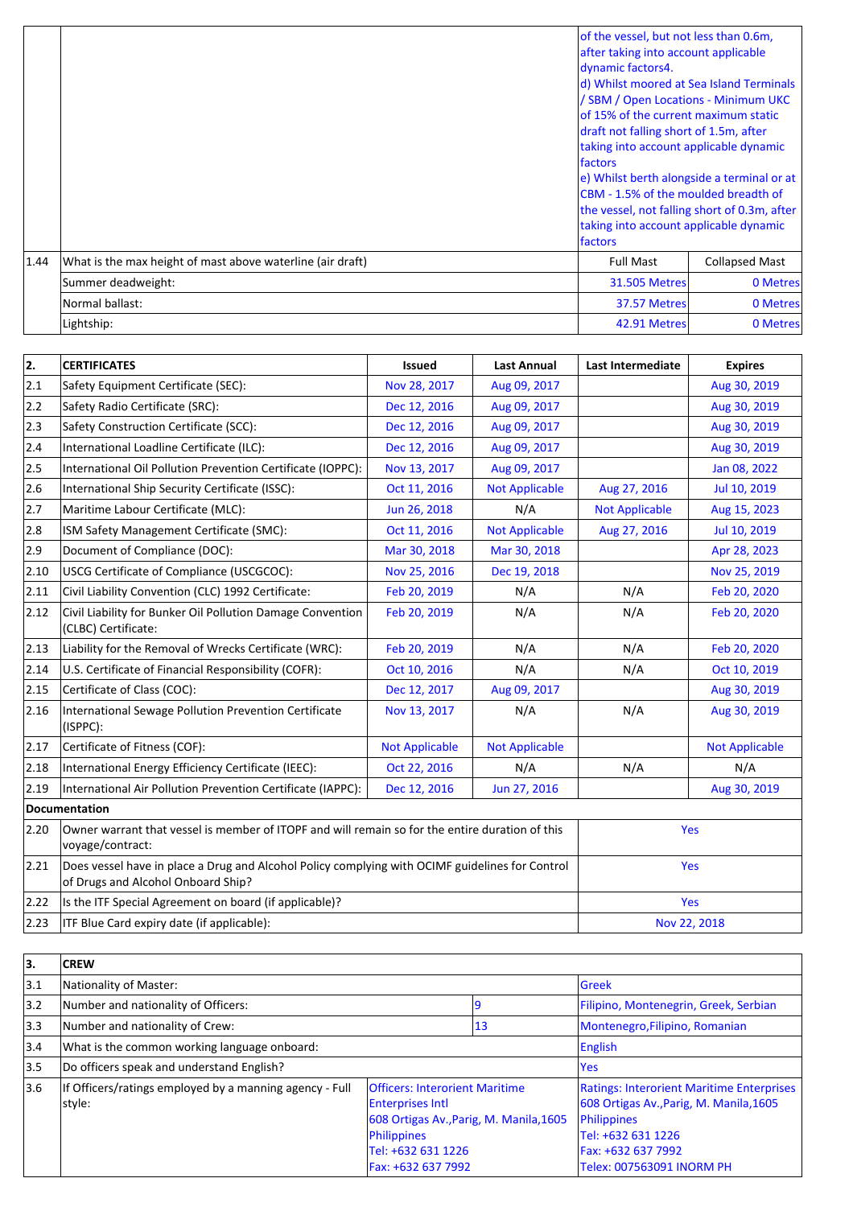| | | | |
|---|---|---|---|
| | | of the vessel, but not less than 0.6m, after taking into account applicable dynamic factors4.<br>d) Whilst moored at Sea Island Terminals / SBM / Open Locations - Minimum UKC of 15% of the current maximum static draft not falling short of 1.5m, after taking into account applicable dynamic factors<br>e) Whilst berth alongside a terminal or at CBM - 1.5% of the moulded breadth of the vessel, not falling short of 0.3m, after taking into account applicable dynamic factors | |
| 1.44 | What is the max height of mast above waterline (air draft) | Full Mast | Collapsed Mast |
| | Summer deadweight: | 31.505 Metres | 0 Metres |
| | Normal ballast: | 37.57 Metres | 0 Metres |
| | Lightship: | 42.91 Metres | 0 Metres |

| 2. | CERTIFICATES | Issued | Last Annual | Last Intermediate | Expires |
|---|---|---|---|---|---|
| 2.1 | Safety Equipment Certificate (SEC): | Nov 28, 2017 | Aug 09, 2017 | | Aug 30, 2019 |
| 2.2 | Safety Radio Certificate (SRC): | Dec 12, 2016 | Aug 09, 2017 | | Aug 30, 2019 |
| 2.3 | Safety Construction Certificate (SCC): | Dec 12, 2016 | Aug 09, 2017 | | Aug 30, 2019 |
| 2.4 | International Loadline Certificate (ILC): | Dec 12, 2016 | Aug 09, 2017 | | Aug 30, 2019 |
| 2.5 | International Oil Pollution Prevention Certificate (IOPPC): | Nov 13, 2017 | Aug 09, 2017 | | Jan 08, 2022 |
| 2.6 | International Ship Security Certificate (ISSC): | Oct 11, 2016 | Not Applicable | Aug 27, 2016 | Jul 10, 2019 |
| 2.7 | Maritime Labour Certificate (MLC): | Jun 26, 2018 | N/A | Not Applicable | Aug 15, 2023 |
| 2.8 | ISM Safety Management Certificate (SMC): | Oct 11, 2016 | Not Applicable | Aug 27, 2016 | Jul 10, 2019 |
| 2.9 | Document of Compliance (DOC): | Mar 30, 2018 | Mar 30, 2018 | | Apr 28, 2023 |
| 2.10 | USCG Certificate of Compliance (USCGCOC): | Nov 25, 2016 | Dec 19, 2018 | | Nov 25, 2019 |
| 2.11 | Civil Liability Convention (CLC) 1992 Certificate: | Feb 20, 2019 | N/A | N/A | Feb 20, 2020 |
| 2.12 | Civil Liability for Bunker Oil Pollution Damage Convention (CLBC) Certificate: | Feb 20, 2019 | N/A | N/A | Feb 20, 2020 |
| 2.13 | Liability for the Removal of Wrecks Certificate (WRC): | Feb 20, 2019 | N/A | N/A | Feb 20, 2020 |
| 2.14 | U.S. Certificate of Financial Responsibility (COFR): | Oct 10, 2016 | N/A | N/A | Oct 10, 2019 |
| 2.15 | Certificate of Class (COC): | Dec 12, 2017 | Aug 09, 2017 | | Aug 30, 2019 |
| 2.16 | International Sewage Pollution Prevention Certificate (ISPPC): | Nov 13, 2017 | N/A | N/A | Aug 30, 2019 |
| 2.17 | Certificate of Fitness (COF): | Not Applicable | Not Applicable | | Not Applicable |
| 2.18 | International Energy Efficiency Certificate (IEEC): | Oct 22, 2016 | N/A | N/A | N/A |
| 2.19 | International Air Pollution Prevention Certificate (IAPPC): | Dec 12, 2016 | Jun 27, 2016 | | Aug 30, 2019 |
| **Documentation** | | | | | |
| 2.20 | Owner warrant that vessel is member of ITOPF and will remain so for the entire duration of this voyage/contract: | | | Yes | |
| 2.21 | Does vessel have in place a Drug and Alcohol Policy complying with OCIMF guidelines for Control of Drugs and Alcohol Onboard Ship? | | | Yes | |
| 2.22 | Is the ITF Special Agreement on board (if applicable)? | | | Yes | |
| 2.23 | ITF Blue Card expiry date (if applicable): | | | Nov 22, 2018 | |

| 3. | CREW | | |
|---|---|---|---|
| 3.1 | Nationality of Master: | | Greek |
| 3.2 | Number and nationality of Officers: | 9 | Filipino, Montenegrin, Greek, Serbian |
| 3.3 | Number and nationality of Crew: | 13 | Montenegro,Filipino, Romanian |
| 3.4 | What is the common working language onboard: | | English |
| 3.5 | Do officers speak and understand English? | | Yes |
| 3.6 | If Officers/ratings employed by a manning agency - Full style: | Officers: Interorient Maritime Enterprises Intl<br>608 Ortigas Av.,Parig, M. Manila,1605 Philippines<br>Tel: +632 631 1226<br>Fax: +632 637 7992 | Ratings: Interorient Maritime Enterprises 608 Ortigas Av.,Parig, M. Manila,1605 Philippines<br>Tel: +632 631 1226<br>Fax: +632 637 7992<br>Telex: 007563091 INORM PH |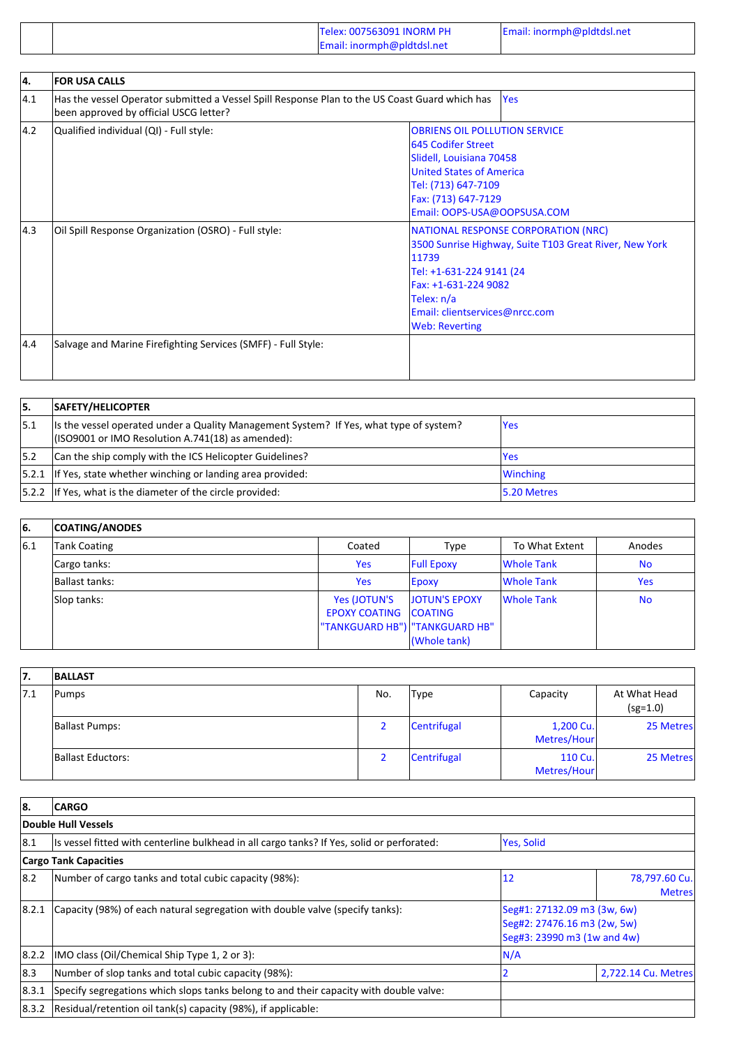| | | Telex: 007563091 INORM PH<br>Email: inormph@pldtdsl.net | Email: inormph@pldtdsl.net |
|---|---|---|---|

| 4. | FOR USA CALLS | |
|---|---|---|
| 4.1 | Has the vessel Operator submitted a Vessel Spill Response Plan to the US Coast Guard which has been approved by official USCG letter? | Yes |
| 4.2 | Qualified individual (QI) - Full style: | OBRIENS OIL POLLUTION SERVICE<br>645 Codifer Street<br>Slidell, Louisiana 70458<br>United States of America<br>Tel: (713) 647-7109<br>Fax: (713) 647-7129<br>Email: OOPS-USA@OOPSUSA.COM |
| 4.3 | Oil Spill Response Organization (OSRO) - Full style: | NATIONAL RESPONSE CORPORATION (NRC)<br>3500 Sunrise Highway, Suite T103 Great River, New York 11739<br>Tel: +1-631-224 9141 (24<br>Fax: +1-631-224 9082<br>Telex: n/a<br>Email: clientservices@nrcc.com<br>Web: Reverting |
| 4.4 | Salvage and Marine Firefighting Services (SMFF) - Full Style: | |

| 5. | SAFETY/HELICOPTER | |
|---|---|---|
| 5.1 | Is the vessel operated under a Quality Management System? If Yes, what type of system? (ISO9001 or IMO Resolution A.741(18) as amended): | Yes |
| 5.2 | Can the ship comply with the ICS Helicopter Guidelines? | Yes |
| 5.2.1 | If Yes, state whether winching or landing area provided: | Winching |
| 5.2.2 | If Yes, what is the diameter of the circle provided: | 5.20 Metres |

| 6. | COATING/ANODES | | | | |
|---|---|---|---|---|---|
| 6.1 | Tank Coating | Coated | Type | To What Extent | Anodes |
| | Cargo tanks: | Yes | Full Epoxy | Whole Tank | No |
| | Ballast tanks: | Yes | Epoxy | Whole Tank | Yes |
| | Slop tanks: | Yes (JOTUN'S EPOXY COATING "TANKGUARD HB") | JOTUN'S EPOXY COATING "TANKGUARD HB" (Whole tank) | Whole Tank | No |

| 7. | BALLAST | | | | |
|---|---|---|---|---|---|
| 7.1 | Pumps | No. | Type | Capacity | At What Head (sg=1.0) |
| | Ballast Pumps: | 2 | Centrifugal | 1,200 Cu. Metres/Hour | 25 Metres |
| | Ballast Eductors: | 2 | Centrifugal | 110 Cu. Metres/Hour | 25 Metres |

| 8. | CARGO | | |
|---|---|---|---|
| **Double Hull Vessels** | | | |
| 8.1 | Is vessel fitted with centerline bulkhead in all cargo tanks? If Yes, solid or perforated: | Yes, Solid | |
| **Cargo Tank Capacities** | | | |
| 8.2 | Number of cargo tanks and total cubic capacity (98%): | 12 | 78,797.60 Cu. Metres |
| 8.2.1 | Capacity (98%) of each natural segregation with double valve (specify tanks): | Seg#1: 27132.09 m3 (3w, 6w)<br>Seg#2: 27476.16 m3 (2w, 5w)<br>Seg#3: 23990 m3 (1w and 4w) | |
| 8.2.2 | IMO class (Oil/Chemical Ship Type 1, 2 or 3): | N/A | |
| 8.3 | Number of slop tanks and total cubic capacity (98%): | 2 | 2,722.14 Cu. Metres |
| 8.3.1 | Specify segregations which slops tanks belong to and their capacity with double valve: | | |
| 8.3.2 | Residual/retention oil tank(s) capacity (98%), if applicable: | | |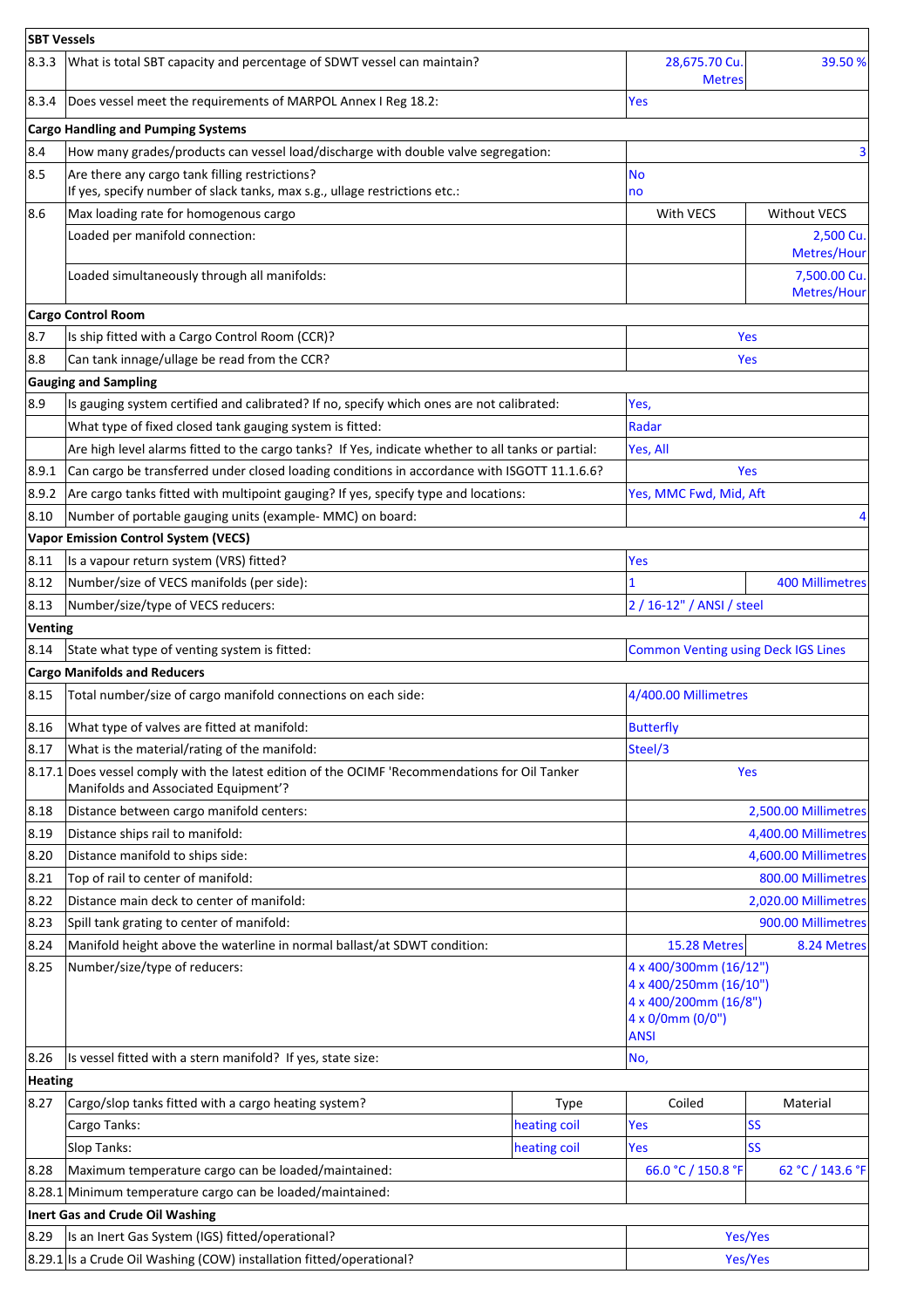| | | | | |
|---|---|---|---|---|
| **SBT Vessels** | | | | |
| 8.3.3 | What is total SBT capacity and percentage of SDWT vessel can maintain? | | 28,675.70 Cu. Metres | 39.50 % |
| 8.3.4 | Does vessel meet the requirements of MARPOL Annex I Reg 18.2: | | Yes | |
| **Cargo Handling and Pumping Systems** | | | | |
| 8.4 | How many grades/products can vessel load/discharge with double valve segregation: | | | 3 |
| 8.5 | Are there any cargo tank filling restrictions?<br>If yes, specify number of slack tanks, max s.g., ullage restrictions etc.: | | No<br>no | |
| 8.6 | Max loading rate for homogenous cargo | | With VECS | Without VECS |
| | Loaded per manifold connection: | | | 2,500 Cu. Metres/Hour |
| | Loaded simultaneously through all manifolds: | | | 7,500.00 Cu. Metres/Hour |
| **Cargo Control Room** | | | | |
| 8.7 | Is ship fitted with a Cargo Control Room (CCR)? | | Yes | |
| 8.8 | Can tank innage/ullage be read from the CCR? | | Yes | |
| **Gauging and Sampling** | | | | |
| 8.9 | Is gauging system certified and calibrated? If no, specify which ones are not calibrated: | | Yes, | |
| | What type of fixed closed tank gauging system is fitted: | | Radar | |
| | Are high level alarms fitted to the cargo tanks? If Yes, indicate whether to all tanks or partial: | | Yes, All | |
| 8.9.1 | Can cargo be transferred under closed loading conditions in accordance with ISGOTT 11.1.6.6? | | Yes | |
| 8.9.2 | Are cargo tanks fitted with multipoint gauging? If yes, specify type and locations: | | Yes, MMC Fwd, Mid, Aft | |
| 8.10 | Number of portable gauging units (example- MMC) on board: | | | 4 |
| **Vapor Emission Control System (VECS)** | | | | |
| 8.11 | Is a vapour return system (VRS) fitted? | | Yes | |
| 8.12 | Number/size of VECS manifolds (per side): | | 1 | 400 Millimetres |
| 8.13 | Number/size/type of VECS reducers: | | 2 / 16-12" / ANSI / steel | |
| **Venting** | | | | |
| 8.14 | State what type of venting system is fitted: | | Common Venting using Deck IGS Lines | |
| **Cargo Manifolds and Reducers** | | | | |
| 8.15 | Total number/size of cargo manifold connections on each side: | | 4/400.00 Millimetres | |
| 8.16 | What type of valves are fitted at manifold: | | Butterfly | |
| 8.17 | What is the material/rating of the manifold: | | Steel/3 | |
| 8.17.1 | Does vessel comply with the latest edition of the OCIMF 'Recommendations for Oil Tanker Manifolds and Associated Equipment'? | | Yes | |
| 8.18 | Distance between cargo manifold centers: | | | 2,500.00 Millimetres |
| 8.19 | Distance ships rail to manifold: | | | 4,400.00 Millimetres |
| 8.20 | Distance manifold to ships side: | | | 4,600.00 Millimetres |
| 8.21 | Top of rail to center of manifold: | | | 800.00 Millimetres |
| 8.22 | Distance main deck to center of manifold: | | | 2,020.00 Millimetres |
| 8.23 | Spill tank grating to center of manifold: | | | 900.00 Millimetres |
| 8.24 | Manifold height above the waterline in normal ballast/at SDWT condition: | | 15.28 Metres | 8.24 Metres |
| 8.25 | Number/size/type of reducers: | | 4 x 400/300mm (16/12")<br>4 x 400/250mm (16/10")<br>4 x 400/200mm (16/8")<br>4 x 0/0mm (0/0")<br>ANSI | |
| 8.26 | Is vessel fitted with a stern manifold? If yes, state size: | | No, | |
| **Heating** | | | | |
| 8.27 | Cargo/slop tanks fitted with a cargo heating system? | Type | Coiled | Material |
| | Cargo Tanks: | heating coil | Yes | SS |
| | Slop Tanks: | heating coil | Yes | SS |
| 8.28 | Maximum temperature cargo can be loaded/maintained: | | 66.0 °C / 150.8 °F | 62 °C / 143.6 °F |
| 8.28.1 | Minimum temperature cargo can be loaded/maintained: | | | |
| **Inert Gas and Crude Oil Washing** | | | | |
| 8.29 | Is an Inert Gas System (IGS) fitted/operational? | | Yes/Yes | |
| 8.29.1 | Is a Crude Oil Washing (COW) installation fitted/operational? | | Yes/Yes | |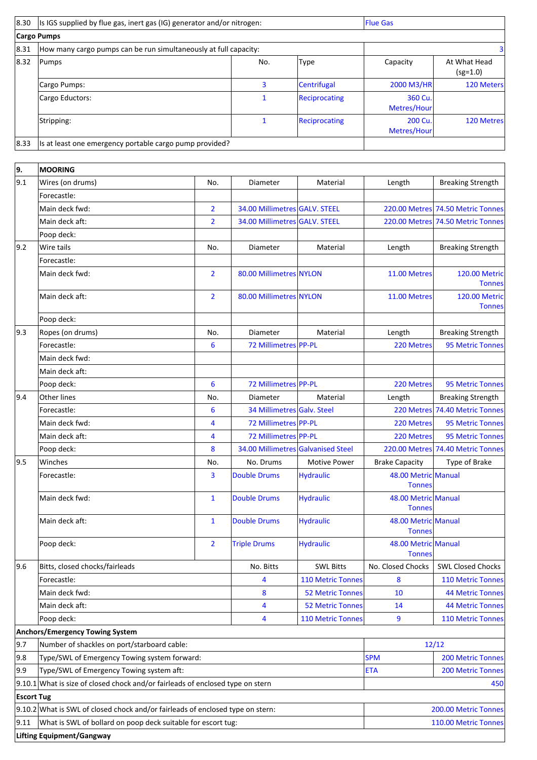| | | | | | |
|---|---|---|---|---|---|
| 8.30 | Is IGS supplied by flue gas, inert gas (IG) generator and/or nitrogen: | | | Flue Gas | |
| **Cargo Pumps** | | | | | |
| 8.31 | How many cargo pumps can be run simultaneously at full capacity: | | | 3 | |
| 8.32 | Pumps | No. | Type | Capacity | At What Head (sg=1.0) |
| | Cargo Pumps: | 3 | Centrifugal | 2000 M3/HR | 120 Meters |
| | Cargo Eductors: | 1 | Reciprocating | 360 Cu. Metres/Hour | |
| | Stripping: | 1 | Reciprocating | 200 Cu. Metres/Hour | 120 Metres |
| 8.33 | Is at least one emergency portable cargo pump provided? | | | | |

| | | | | | | |
|---|---|---|---|---|---|---|
| **9.** | **MOORING** | | | | | |
| 9.1 | Wires (on drums) | No. | Diameter | Material | Length | Breaking Strength |
| | Forecastle: | | | | | |
| | Main deck fwd: | 2 | 34.00 Millimetres | GALV. STEEL | 220.00 Metres | 74.50 Metric Tonnes |
| | Main deck aft: | 2 | 34.00 Millimetres | GALV. STEEL | 220.00 Metres | 74.50 Metric Tonnes |
| | Poop deck: | | | | | |
| 9.2 | Wire tails | No. | Diameter | Material | Length | Breaking Strength |
| | Forecastle: | | | | | |
| | Main deck fwd: | 2 | 80.00 Millimetres | NYLON | 11.00 Metres | 120.00 Metric Tonnes |
| | Main deck aft: | 2 | 80.00 Millimetres | NYLON | 11.00 Metres | 120.00 Metric Tonnes |
| | Poop deck: | | | | | |
| 9.3 | Ropes (on drums) | No. | Diameter | Material | Length | Breaking Strength |
| | Forecastle: | 6 | 72 Millimetres | PP-PL | 220 Metres | 95 Metric Tonnes |
| | Main deck fwd: | | | | | |
| | Main deck aft: | | | | | |
| | Poop deck: | 6 | 72 Millimetres | PP-PL | 220 Metres | 95 Metric Tonnes |
| 9.4 | Other lines | No. | Diameter | Material | Length | Breaking Strength |
| | Forecastle: | 6 | 34 Millimetres | Galv. Steel | 220 Metres | 74.40 Metric Tonnes |
| | Main deck fwd: | 4 | 72 Millimetres | PP-PL | 220 Metres | 95 Metric Tonnes |
| | Main deck aft: | 4 | 72 Millimetres | PP-PL | 220 Metres | 95 Metric Tonnes |
| | Poop deck: | 8 | 34.00 Millimetres | Galvanised Steel | 220.00 Metres | 74.40 Metric Tonnes |
| 9.5 | Winches | No. | No. Drums | Motive Power | Brake Capacity | Type of Brake |
| | Forecastle: | 3 | Double Drums | Hydraulic | 48.00 Metric Tonnes | Manual |
| | Main deck fwd: | 1 | Double Drums | Hydraulic | 48.00 Metric Tonnes | Manual |
| | Main deck aft: | 1 | Double Drums | Hydraulic | 48.00 Metric Tonnes | Manual |
| | Poop deck: | 2 | Triple Drums | Hydraulic | 48.00 Metric Tonnes | Manual |
| 9.6 | Bitts, closed chocks/fairleads | | No. Bitts | SWL Bitts | No. Closed Chocks | SWL Closed Chocks |
| | Forecastle: | | 4 | 110 Metric Tonnes | 8 | 110 Metric Tonnes |
| | Main deck fwd: | | 8 | 52 Metric Tonnes | 10 | 44 Metric Tonnes |
| | Main deck aft: | | 4 | 52 Metric Tonnes | 14 | 44 Metric Tonnes |
| | Poop deck: | | 4 | 110 Metric Tonnes | 9 | 110 Metric Tonnes |
| **Anchors/Emergency Towing System** | | | | | | |
| 9.7 | Number of shackles on port/starboard cable: | | | | 12/12 | |
| 9.8 | Type/SWL of Emergency Towing system forward: | | | | SPM | 200 Metric Tonnes |
| 9.9 | Type/SWL of Emergency Towing system aft: | | | | ETA | 200 Metric Tonnes |
| 9.10.1 | What is size of closed chock and/or fairleads of enclosed type on stern | | | | 450 | |
| **Escort Tug** | | | | | | |
| 9.10.2 | What is SWL of closed chock and/or fairleads of enclosed type on stern: | | | | 200.00 Metric Tonnes | |
| 9.11 | What is SWL of bollard on poop deck suitable for escort tug: | | | | 110.00 Metric Tonnes | |
| **Lifting Equipment/Gangway** | | | | | | |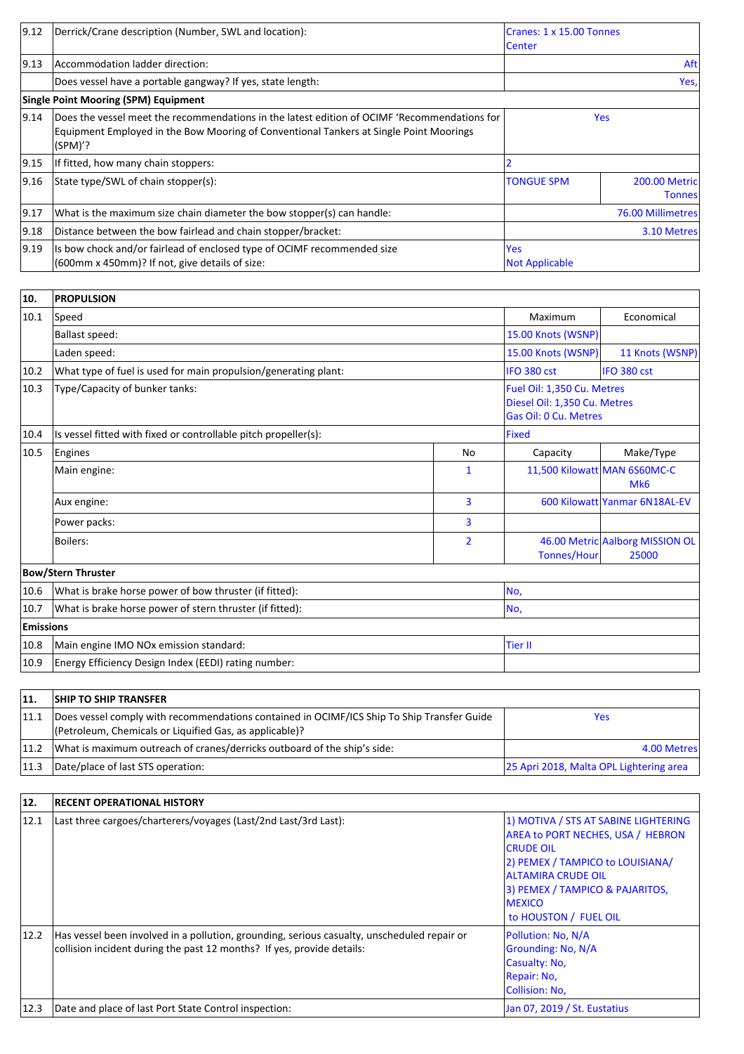| | | | |
|---|---|---|---|
| 9.12 | Derrick/Crane description (Number, SWL and location): | Cranes: 1 x 15.00 Tonnes Center | |
| 9.13 | Accommodation ladder direction: | Aft | |
| | Does vessel have a portable gangway? If yes, state length: | Yes, | |
| **Single Point Mooring (SPM) Equipment** | | | |
| 9.14 | Does the vessel meet the recommendations in the latest edition of OCIMF 'Recommendations for Equipment Employed in the Bow Mooring of Conventional Tankers at Single Point Moorings (SPM)'? | Yes | |
| 9.15 | If fitted, how many chain stoppers: | 2 | |
| 9.16 | State type/SWL of chain stopper(s): | TONGUE SPM | 200.00 Metric Tonnes |
| 9.17 | What is the maximum size chain diameter the bow stopper(s) can handle: | 76.00 Millimetres | |
| 9.18 | Distance between the bow fairlead and chain stopper/bracket: | 3.10 Metres | |
| 9.19 | Is bow chock and/or fairlead of enclosed type of OCIMF recommended size (600mm x 450mm)? If not, give details of size: | Yes<br>Not Applicable | |

| | | | | |
|---|---|---|---|---|
| **10.** | **PROPULSION** | | | |
| 10.1 | Speed | | Maximum | Economical |
| | Ballast speed: | | 15.00 Knots (WSNP) | |
| | Laden speed: | | 15.00 Knots (WSNP) | 11 Knots (WSNP) |
| 10.2 | What type of fuel is used for main propulsion/generating plant: | | IFO 380 cst | IFO 380 cst |
| 10.3 | Type/Capacity of bunker tanks: | | Fuel Oil: 1,350 Cu. Metres<br>Diesel Oil: 1,350 Cu. Metres<br>Gas Oil: 0 Cu. Metres | |
| 10.4 | Is vessel fitted with fixed or controllable pitch propeller(s): | | Fixed | |
| 10.5 | Engines | No | Capacity | Make/Type |
| | Main engine: | 1 | 11,500 Kilowatt | MAN 6S60MC-C Mk6 |
| | Aux engine: | 3 | 600 Kilowatt | Yanmar 6N18AL-EV |
| | Power packs: | 3 | | |
| | Boilers: | 2 | 46.00 Metric Tonnes/Hour | Aalborg MISSION OL 25000 |
| **Bow/Stern Thruster** | | | | |
| 10.6 | What is brake horse power of bow thruster (if fitted): | | No, | |
| 10.7 | What is brake horse power of stern thruster (if fitted): | | No, | |
| **Emissions** | | | | |
| 10.8 | Main engine IMO NOx emission standard: | | Tier II | |
| 10.9 | Energy Efficiency Design Index (EEDI) rating number: | | | |

| | | |
|---|---|---|
| **11.** | **SHIP TO SHIP TRANSFER** | |
| 11.1 | Does vessel comply with recommendations contained in OCIMF/ICS Ship To Ship Transfer Guide (Petroleum, Chemicals or Liquified Gas, as applicable)? | Yes |
| 11.2 | What is maximum outreach of cranes/derricks outboard of the ship's side: | 4.00 Metres |
| 11.3 | Date/place of last STS operation: | 25 Apri 2018, Malta OPL Lightering area |

| | | |
|---|---|---|
| **12.** | **RECENT OPERATIONAL HISTORY** | |
| 12.1 | Last three cargoes/charterers/voyages (Last/2nd Last/3rd Last): | 1) MOTIVA / STS AT SABINE LIGHTERING AREA to PORT NECHES, USA / HEBRON CRUDE OIL<br>2) PEMEX / TAMPICO to LOUISIANA/ ALTAMIRA CRUDE OIL<br>3) PEMEX / TAMPICO & PAJARITOS, MEXICO to HOUSTON / FUEL OIL |
| 12.2 | Has vessel been involved in a pollution, grounding, serious casualty, unscheduled repair or collision incident during the past 12 months? If yes, provide details: | Pollution: No, N/A<br>Grounding: No, N/A<br>Casualty: No,<br>Repair: No,<br>Collision: No, |
| 12.3 | Date and place of last Port State Control inspection: | Jan 07, 2019 / St. Eustatius |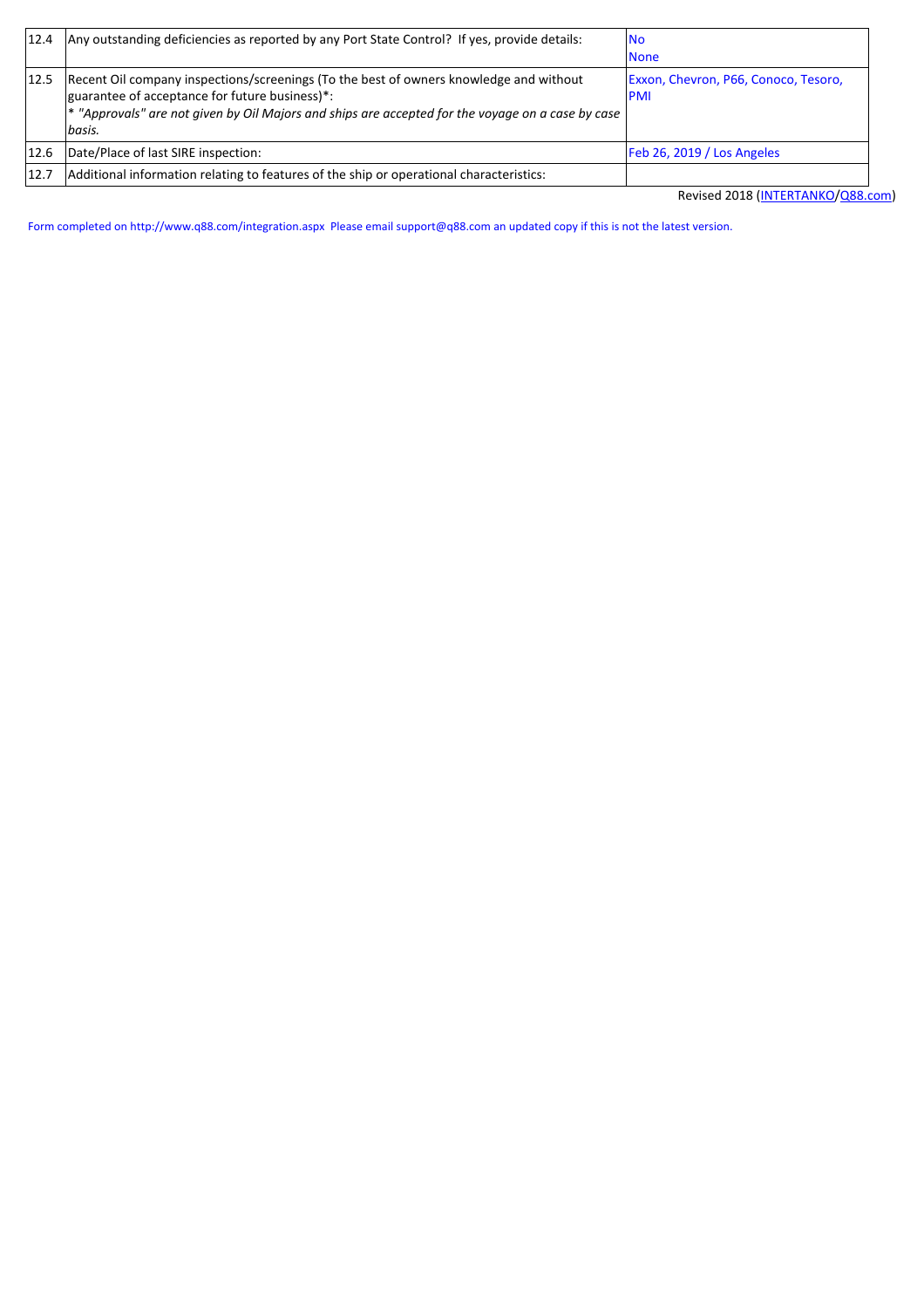| | | |
|---|---|---|
| 12.4 | Any outstanding deficiencies as reported by any Port State Control? If yes, provide details: | No<br>None |
| 12.5 | Recent Oil company inspections/screenings (To the best of owners knowledge and without guarantee of acceptance for future business)*:<br>*\* "Approvals" are not given by Oil Majors and ships are accepted for the voyage on a case by case basis.* | Exxon, Chevron, P66, Conoco, Tesoro, PMI |
| 12.6 | Date/Place of last SIRE inspection: | Feb 26, 2019 / Los Angeles |
| 12.7 | Additional information relating to features of the ship or operational characteristics: | |

Revised 2018 (INTERTANKO/Q88.com)

Form completed on http://www.q88.com/integration.aspx Please email support@q88.com an updated copy if this is not the latest version.